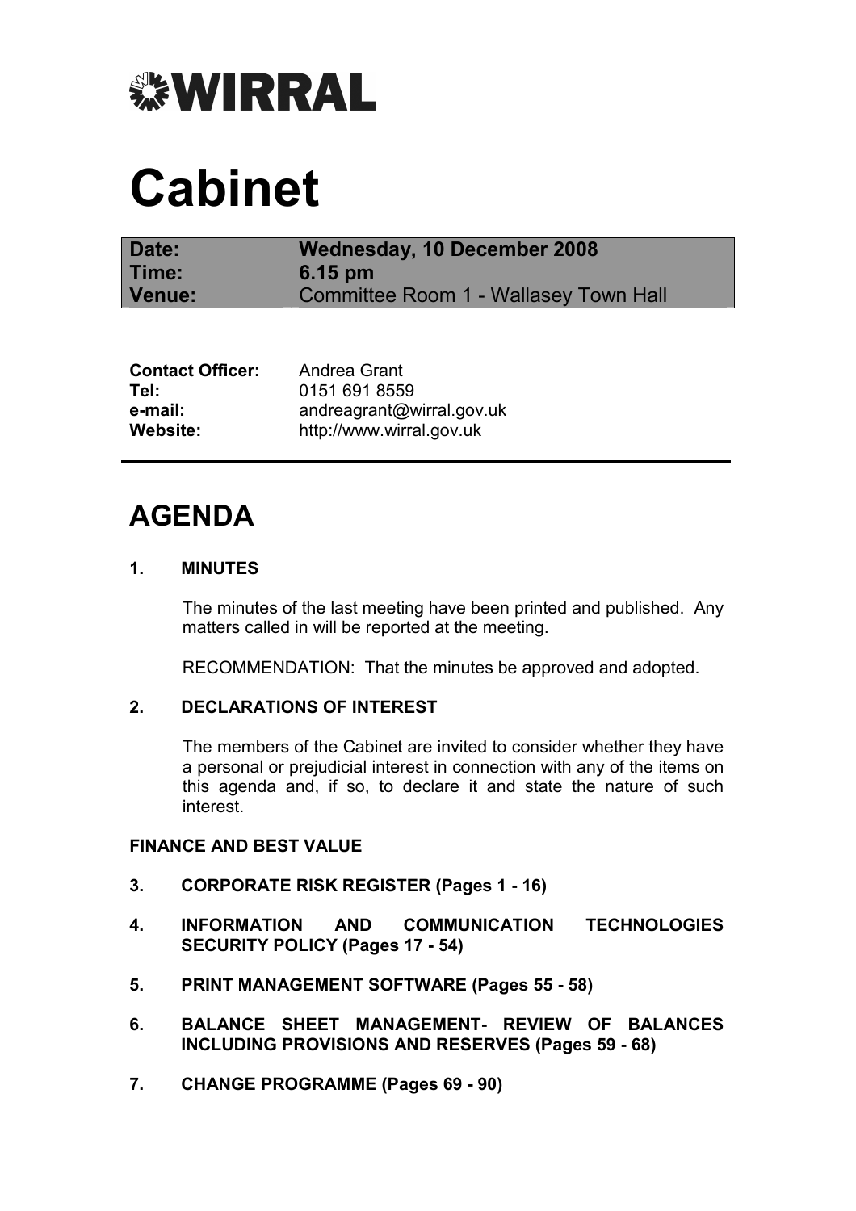# WIRRAL

# Cabinet

| | |
|---|---|
| **Date:** | **Wednesday, 10 December 2008** |
| **Time:** | **6.15 pm** |
| **Venue:** | Committee Room 1 - Wallasey Town Hall |

| | |
|---|---|
| **Contact Officer:** | Andrea Grant |
| **Tel:** | 0151 691 8559 |
| **e-mail:** | andreagrant@wirral.gov.uk |
| **Website:** | http://www.wirral.gov.uk |

## AGENDA

**1. MINUTES**

The minutes of the last meeting have been printed and published. Any matters called in will be reported at the meeting.

RECOMMENDATION: That the minutes be approved and adopted.

**2. DECLARATIONS OF INTEREST**

The members of the Cabinet are invited to consider whether they have a personal or prejudicial interest in connection with any of the items on this agenda and, if so, to declare it and state the nature of such interest.

**FINANCE AND BEST VALUE**

**3. CORPORATE RISK REGISTER (Pages 1 - 16)**

**4. INFORMATION AND COMMUNICATION TECHNOLOGIES SECURITY POLICY (Pages 17 - 54)**

**5. PRINT MANAGEMENT SOFTWARE (Pages 55 - 58)**

**6. BALANCE SHEET MANAGEMENT- REVIEW OF BALANCES INCLUDING PROVISIONS AND RESERVES (Pages 59 - 68)**

**7. CHANGE PROGRAMME (Pages 69 - 90)**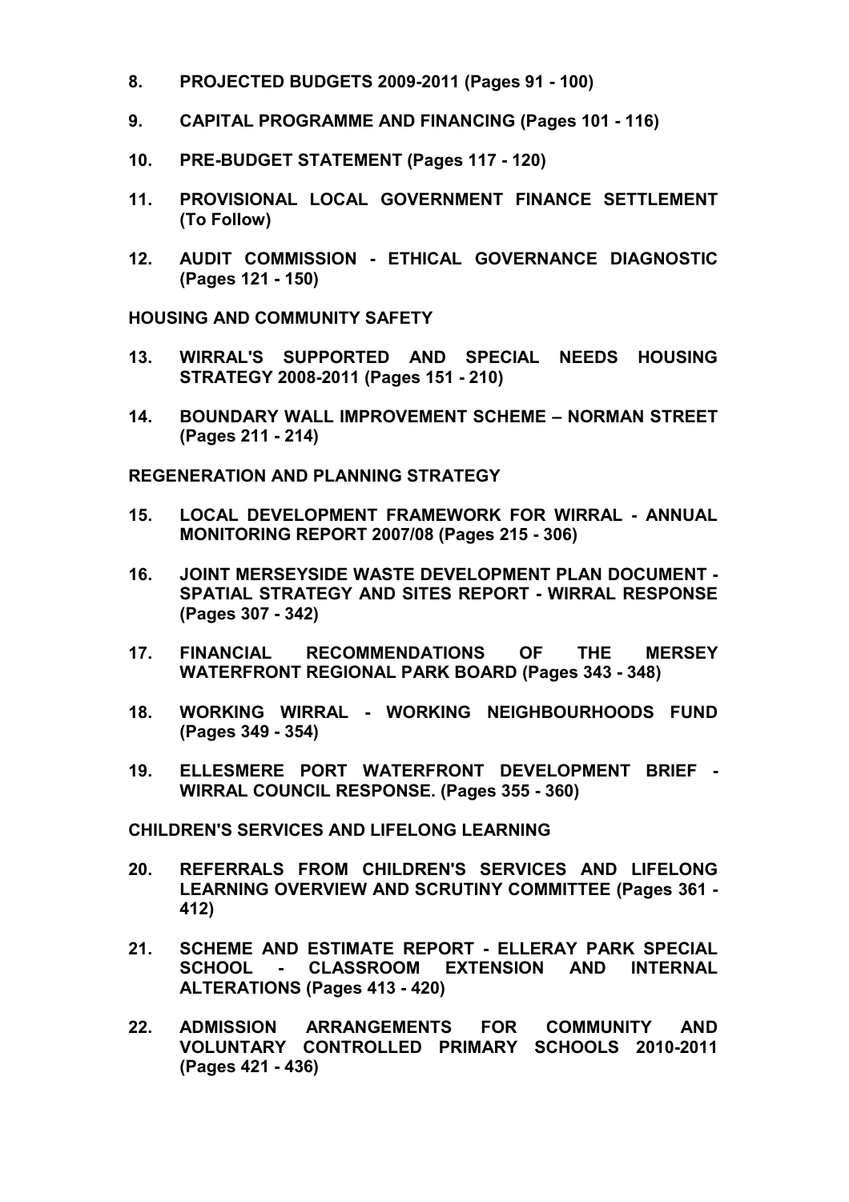8. **PROJECTED BUDGETS 2009-2011 (Pages 91 - 100)**

9. **CAPITAL PROGRAMME AND FINANCING (Pages 101 - 116)**

10. **PRE-BUDGET STATEMENT (Pages 117 - 120)**

11. **PROVISIONAL LOCAL GOVERNMENT FINANCE SETTLEMENT (To Follow)**

12. **AUDIT COMMISSION - ETHICAL GOVERNANCE DIAGNOSTIC (Pages 121 - 150)**

**HOUSING AND COMMUNITY SAFETY**

13. **WIRRAL'S SUPPORTED AND SPECIAL NEEDS HOUSING STRATEGY 2008-2011 (Pages 151 - 210)**

14. **BOUNDARY WALL IMPROVEMENT SCHEME – NORMAN STREET (Pages 211 - 214)**

**REGENERATION AND PLANNING STRATEGY**

15. **LOCAL DEVELOPMENT FRAMEWORK FOR WIRRAL - ANNUAL MONITORING REPORT 2007/08 (Pages 215 - 306)**

16. **JOINT MERSEYSIDE WASTE DEVELOPMENT PLAN DOCUMENT - SPATIAL STRATEGY AND SITES REPORT - WIRRAL RESPONSE (Pages 307 - 342)**

17. **FINANCIAL RECOMMENDATIONS OF THE MERSEY WATERFRONT REGIONAL PARK BOARD (Pages 343 - 348)**

18. **WORKING WIRRAL - WORKING NEIGHBOURHOODS FUND (Pages 349 - 354)**

19. **ELLESMERE PORT WATERFRONT DEVELOPMENT BRIEF - WIRRAL COUNCIL RESPONSE. (Pages 355 - 360)**

**CHILDREN'S SERVICES AND LIFELONG LEARNING**

20. **REFERRALS FROM CHILDREN'S SERVICES AND LIFELONG LEARNING OVERVIEW AND SCRUTINY COMMITTEE (Pages 361 - 412)**

21. **SCHEME AND ESTIMATE REPORT - ELLERAY PARK SPECIAL SCHOOL - CLASSROOM EXTENSION AND INTERNAL ALTERATIONS (Pages 413 - 420)**

22. **ADMISSION ARRANGEMENTS FOR COMMUNITY AND VOLUNTARY CONTROLLED PRIMARY SCHOOLS 2010-2011 (Pages 421 - 436)**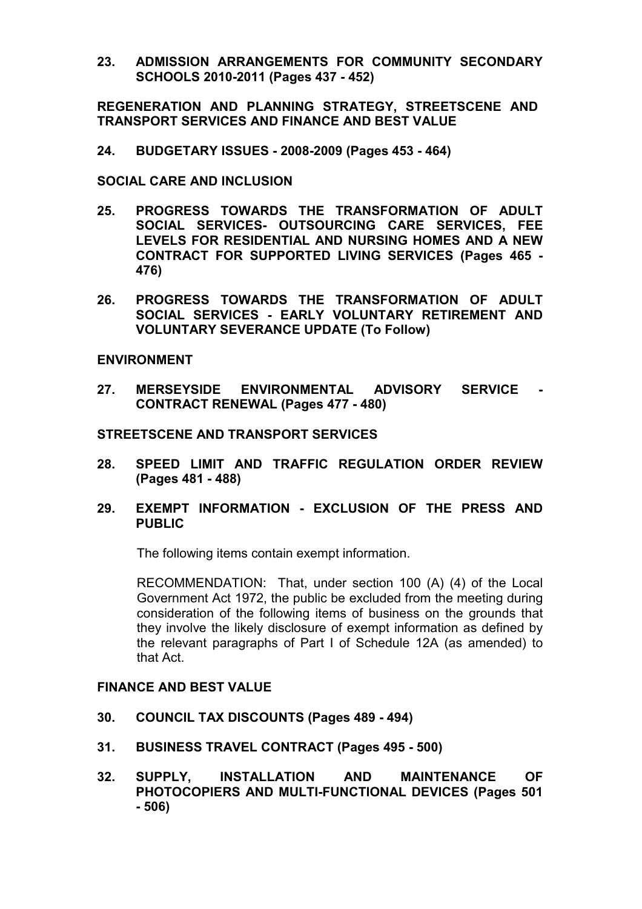**23. ADMISSION ARRANGEMENTS FOR COMMUNITY SECONDARY SCHOOLS 2010-2011 (Pages 437 - 452)**

**REGENERATION AND PLANNING STRATEGY, STREETSCENE AND TRANSPORT SERVICES AND FINANCE AND BEST VALUE**

**24. BUDGETARY ISSUES - 2008-2009 (Pages 453 - 464)**

**SOCIAL CARE AND INCLUSION**

**25. PROGRESS TOWARDS THE TRANSFORMATION OF ADULT SOCIAL SERVICES- OUTSOURCING CARE SERVICES, FEE LEVELS FOR RESIDENTIAL AND NURSING HOMES AND A NEW CONTRACT FOR SUPPORTED LIVING SERVICES (Pages 465 - 476)**

**26. PROGRESS TOWARDS THE TRANSFORMATION OF ADULT SOCIAL SERVICES - EARLY VOLUNTARY RETIREMENT AND VOLUNTARY SEVERANCE UPDATE (To Follow)**

**ENVIRONMENT**

**27. MERSEYSIDE ENVIRONMENTAL ADVISORY SERVICE - CONTRACT RENEWAL (Pages 477 - 480)**

**STREETSCENE AND TRANSPORT SERVICES**

**28. SPEED LIMIT AND TRAFFIC REGULATION ORDER REVIEW (Pages 481 - 488)**

**29. EXEMPT INFORMATION - EXCLUSION OF THE PRESS AND PUBLIC**

The following items contain exempt information.

RECOMMENDATION: That, under section 100 (A) (4) of the Local Government Act 1972, the public be excluded from the meeting during consideration of the following items of business on the grounds that they involve the likely disclosure of exempt information as defined by the relevant paragraphs of Part I of Schedule 12A (as amended) to that Act.

**FINANCE AND BEST VALUE**

**30. COUNCIL TAX DISCOUNTS (Pages 489 - 494)**

**31. BUSINESS TRAVEL CONTRACT (Pages 495 - 500)**

**32. SUPPLY, INSTALLATION AND MAINTENANCE OF PHOTOCOPIERS AND MULTI-FUNCTIONAL DEVICES (Pages 501 - 506)**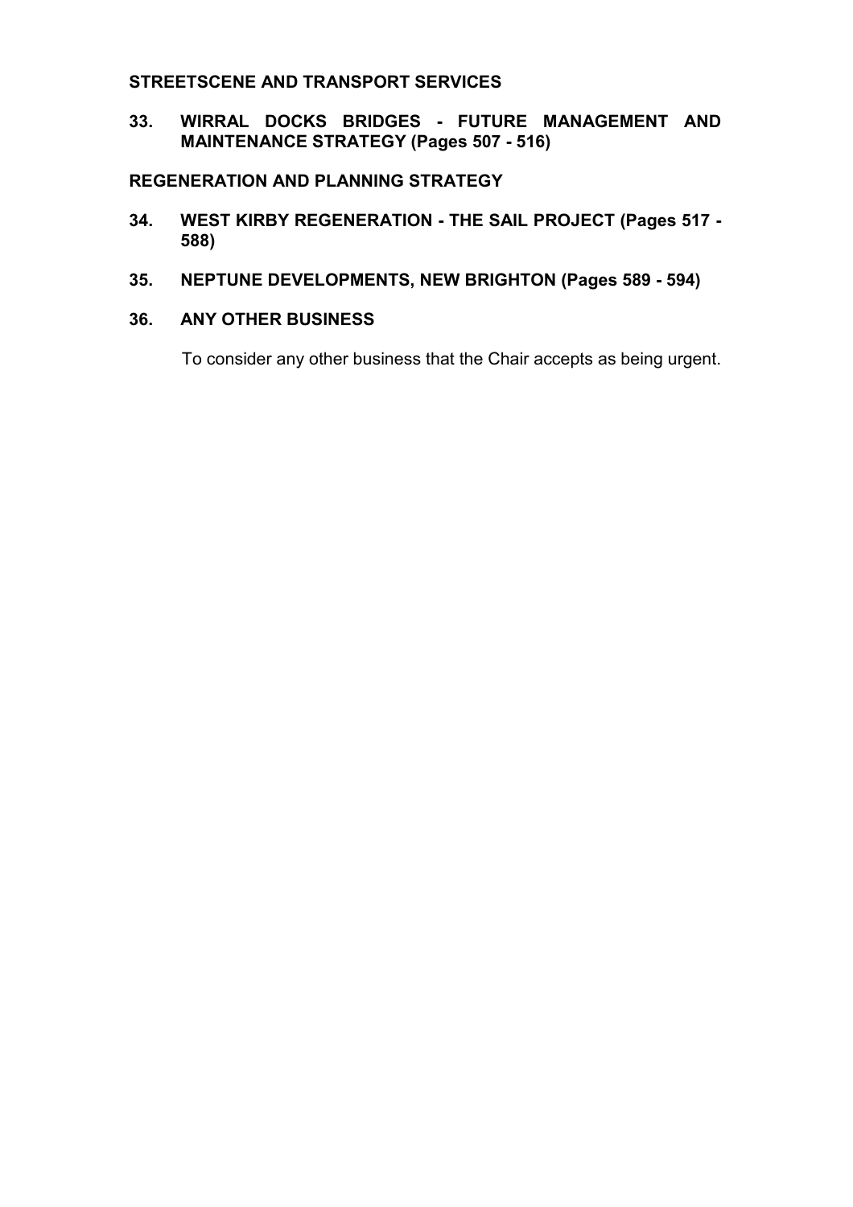**STREETSCENE AND TRANSPORT SERVICES**

**33. WIRRAL DOCKS BRIDGES - FUTURE MANAGEMENT AND MAINTENANCE STRATEGY (Pages 507 - 516)**

**REGENERATION AND PLANNING STRATEGY**

**34. WEST KIRBY REGENERATION - THE SAIL PROJECT (Pages 517 - 588)**

**35. NEPTUNE DEVELOPMENTS, NEW BRIGHTON (Pages 589 - 594)**

**36. ANY OTHER BUSINESS**

To consider any other business that the Chair accepts as being urgent.